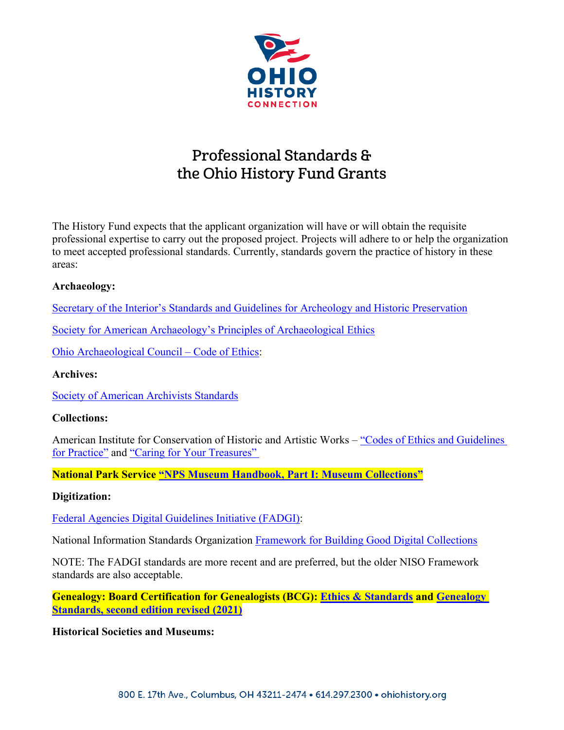# Professional Standards & the Ohio History Fund Grants

The History Fund expects that the applicant organization will have or will obtain the requisite professional expertise to carry out the proposed project. Projects will adhere to or help the organization to meet accepted professional standards. Currently, standards govern the practice of history in these areas:

**Archaeology:**

Secretary of the Interior's Standards and Guidelines for Archeology and Historic Preservation

Society for American Archaeology's Principles of Archaeological Ethics

Ohio Archaeological Council – Code of Ethics:

**Archives:**

Society of American Archivists Standards

**Collections:**

American Institute for Conservation of Historic and Artistic Works – "Codes of Ethics and Guidelines for Practice" and "Caring for Your Treasures"

**National Park Service "NPS Museum Handbook, Part I: Museum Collections"**

**Digitization:**

Federal Agencies Digital Guidelines Initiative (FADGI):

National Information Standards Organization Framework for Building Good Digital Collections

NOTE: The FADGI standards are more recent and are preferred, but the older NISO Framework standards are also acceptable.

**Genealogy: Board Certification for Genealogists (BCG): Ethics & Standards and Genealogy Standards, second edition revised (2021)**

**Historical Societies and Museums:**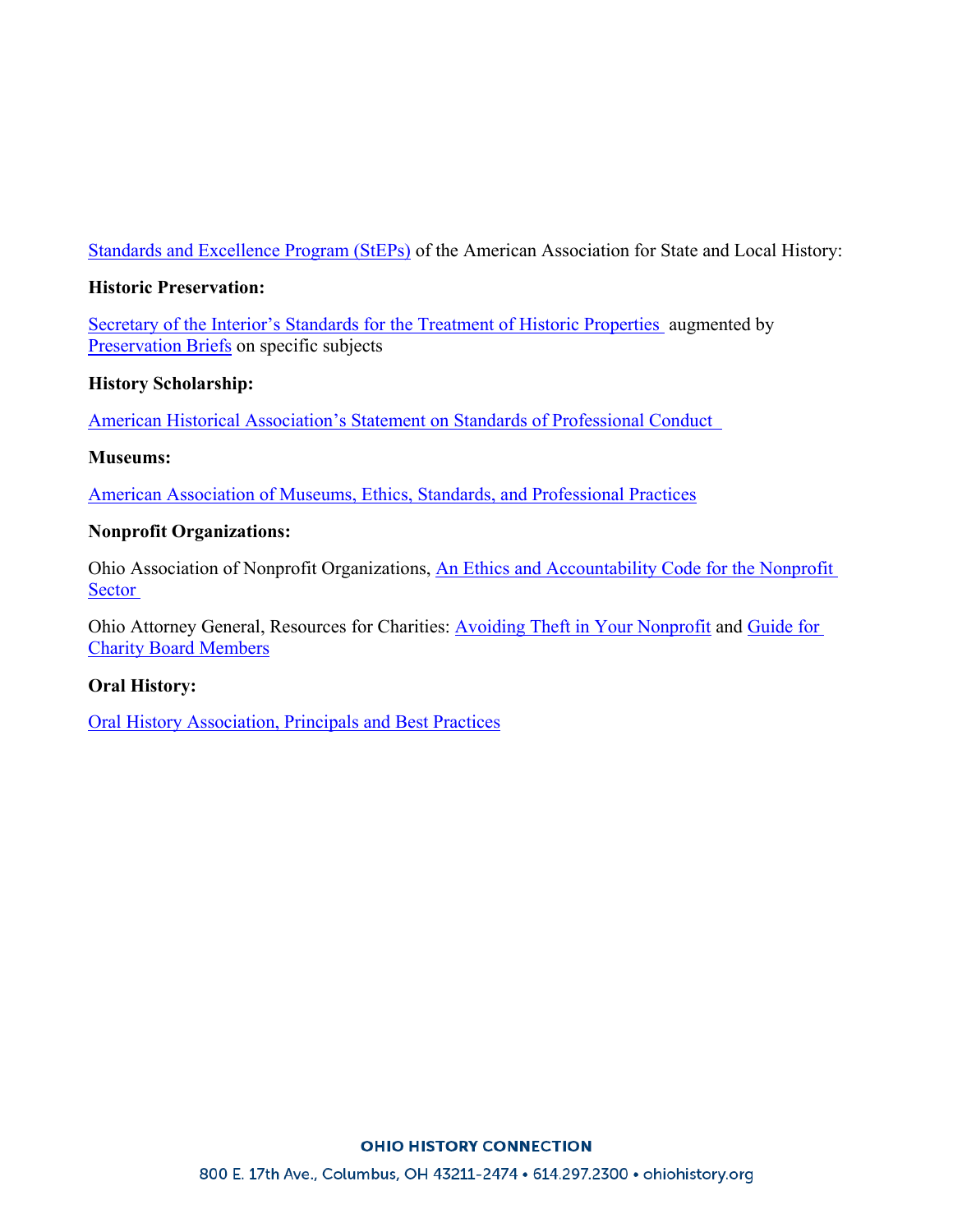Standards and Excellence Program (StEPs) of the American Association for State and Local History:

**Historic Preservation:**

Secretary of the Interior's Standards for the Treatment of Historic Properties augmented by Preservation Briefs on specific subjects

**History Scholarship:**

American Historical Association's Statement on Standards of Professional Conduct

**Museums:**

American Association of Museums, Ethics, Standards, and Professional Practices

**Nonprofit Organizations:**

Ohio Association of Nonprofit Organizations, An Ethics and Accountability Code for the Nonprofit Sector

Ohio Attorney General, Resources for Charities: Avoiding Theft in Your Nonprofit and Guide for Charity Board Members

**Oral History:**

Oral History Association, Principals and Best Practices

OHIO HISTORY CONNECTION

800 E. 17th Ave., Columbus, OH 43211-2474 • 614.297.2300 • ohiohistory.org